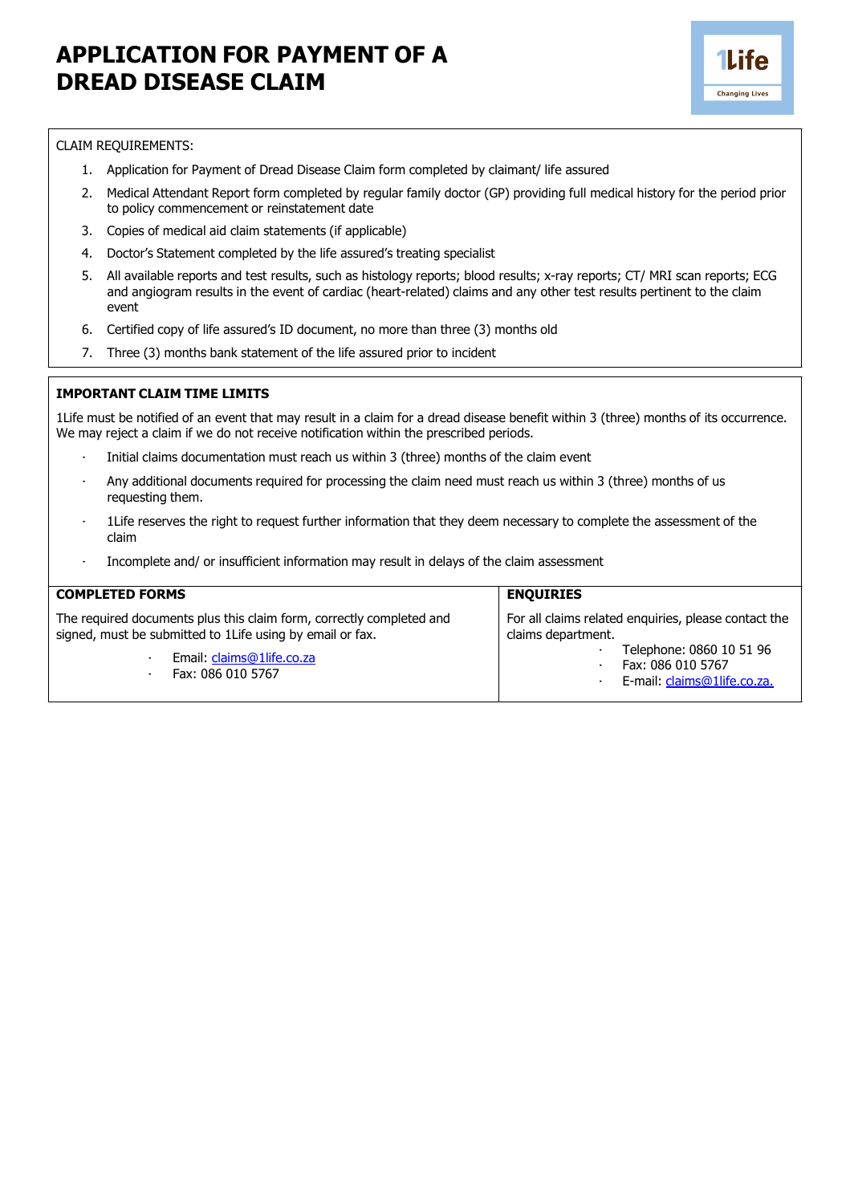# APPLICATION FOR PAYMENT OF A DREAD DISEASE CLAIM

CLAIM REQUIREMENTS:

1. Application for Payment of Dread Disease Claim form completed by claimant/ life assured
2. Medical Attendant Report form completed by regular family doctor (GP) providing full medical history for the period prior to policy commencement or reinstatement date
3. Copies of medical aid claim statements (if applicable)
4. Doctor's Statement completed by the life assured's treating specialist
5. All available reports and test results, such as histology reports; blood results; x-ray reports; CT/ MRI scan reports; ECG and angiogram results in the event of cardiac (heart-related) claims and any other test results pertinent to the claim event
6. Certified copy of life assured's ID document, no more than three (3) months old
7. Three (3) months bank statement of the life assured prior to incident

**IMPORTANT CLAIM TIME LIMITS**

1Life must be notified of an event that may result in a claim for a dread disease benefit within 3 (three) months of its occurrence. We may reject a claim if we do not receive notification within the prescribed periods.

- Initial claims documentation must reach us within 3 (three) months of the claim event
- Any additional documents required for processing the claim need must reach us within 3 (three) months of us requesting them.
- 1Life reserves the right to request further information that they deem necessary to complete the assessment of the claim
- Incomplete and/ or insufficient information may result in delays of the claim assessment

**COMPLETED FORMS**

The required documents plus this claim form, correctly completed and signed, must be submitted to 1Life using by email or fax.

- Email: claims@1life.co.za
- Fax: 086 010 5767

**ENQUIRIES**

For all claims related enquiries, please contact the claims department.

- Telephone: 0860 10 51 96
- Fax: 086 010 5767
- E-mail: claims@1life.co.za.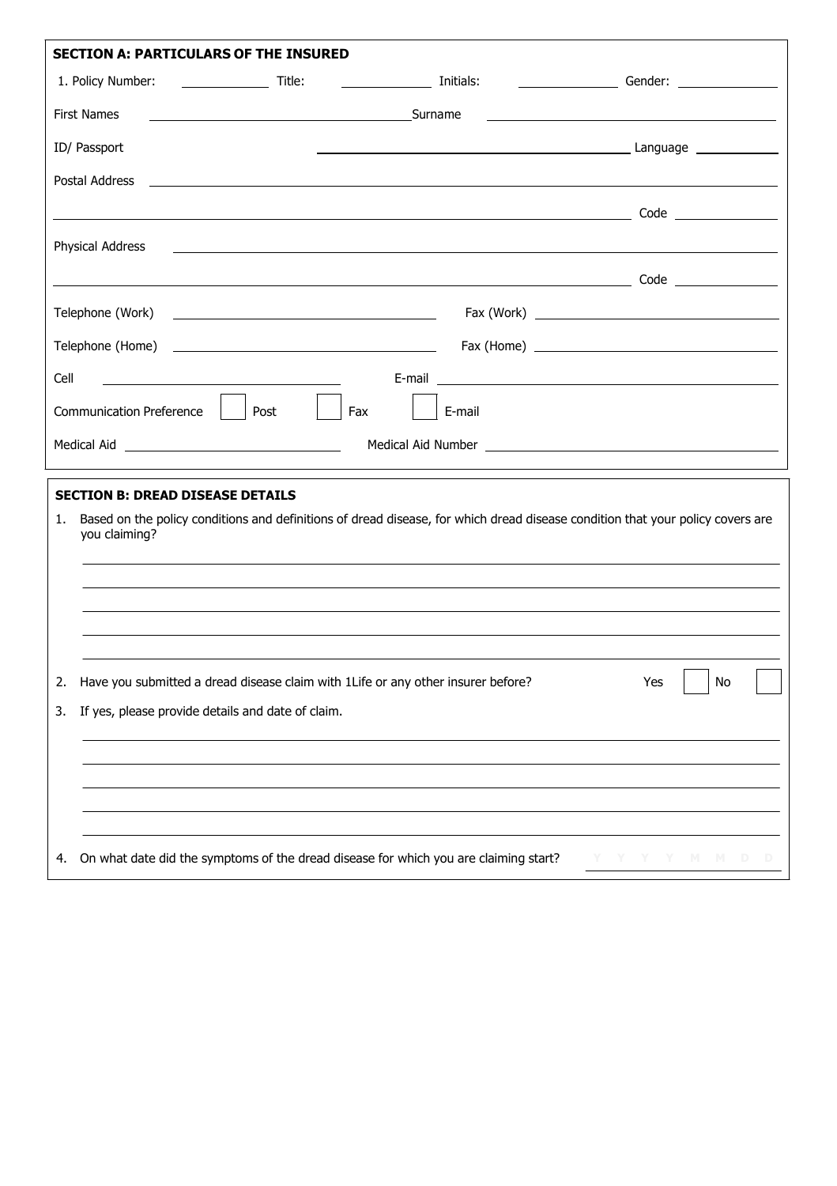**SECTION A: PARTICULARS OF THE INSURED**

1. Policy Number: \_\_\_\_\_\_\_\_\_\_ Title: \_\_\_\_\_\_\_\_\_\_ Initials: \_\_\_\_\_\_\_\_\_\_ Gender: \_\_\_\_\_\_\_\_\_\_

First Names \_\_\_\_\_\_\_\_\_\_\_\_\_\_\_\_\_\_\_\_ Surname \_\_\_\_\_\_\_\_\_\_\_\_\_\_\_\_\_\_\_\_

ID/ Passport \_\_\_\_\_\_\_\_\_\_\_\_\_\_\_\_\_\_\_\_ Language \_\_\_\_\_\_\_\_\_\_

Postal Address \_\_\_\_\_\_\_\_\_\_\_\_\_\_\_\_\_\_\_\_\_\_\_\_\_\_\_\_\_\_\_\_\_\_\_\_\_\_\_\_

\_\_\_\_\_\_\_\_\_\_\_\_\_\_\_\_\_\_\_\_\_\_\_\_\_\_\_\_\_\_\_\_\_\_\_\_\_\_\_\_ Code \_\_\_\_\_\_\_\_\_\_

Physical Address \_\_\_\_\_\_\_\_\_\_\_\_\_\_\_\_\_\_\_\_\_\_\_\_\_\_\_\_\_\_\_\_\_\_\_\_\_\_\_\_

\_\_\_\_\_\_\_\_\_\_\_\_\_\_\_\_\_\_\_\_\_\_\_\_\_\_\_\_\_\_\_\_\_\_\_\_\_\_\_\_ Code \_\_\_\_\_\_\_\_\_\_

Telephone (Work) \_\_\_\_\_\_\_\_\_\_\_\_\_\_\_\_\_\_\_\_ Fax (Work) \_\_\_\_\_\_\_\_\_\_\_\_\_\_\_\_\_\_\_\_

Telephone (Home) \_\_\_\_\_\_\_\_\_\_\_\_\_\_\_\_\_\_\_\_ Fax (Home) \_\_\_\_\_\_\_\_\_\_\_\_\_\_\_\_\_\_\_\_

Cell \_\_\_\_\_\_\_\_\_\_\_\_\_\_\_\_\_\_\_\_ E-mail \_\_\_\_\_\_\_\_\_\_\_\_\_\_\_\_\_\_\_\_

Communication Preference ☐ Post ☐ Fax ☐ E-mail

Medical Aid \_\_\_\_\_\_\_\_\_\_\_\_\_\_\_\_\_\_\_\_ Medical Aid Number \_\_\_\_\_\_\_\_\_\_\_\_\_\_\_\_\_\_\_\_

**SECTION B: DREAD DISEASE DETAILS**

1. Based on the policy conditions and definitions of dread disease, for which dread disease condition that your policy covers are you claiming?

\_\_\_\_\_\_\_\_\_\_\_\_\_\_\_\_\_\_\_\_\_\_\_\_\_\_\_\_\_\_\_\_\_\_\_\_\_\_\_\_

\_\_\_\_\_\_\_\_\_\_\_\_\_\_\_\_\_\_\_\_\_\_\_\_\_\_\_\_\_\_\_\_\_\_\_\_\_\_\_\_

\_\_\_\_\_\_\_\_\_\_\_\_\_\_\_\_\_\_\_\_\_\_\_\_\_\_\_\_\_\_\_\_\_\_\_\_\_\_\_\_

\_\_\_\_\_\_\_\_\_\_\_\_\_\_\_\_\_\_\_\_\_\_\_\_\_\_\_\_\_\_\_\_\_\_\_\_\_\_\_\_

\_\_\_\_\_\_\_\_\_\_\_\_\_\_\_\_\_\_\_\_\_\_\_\_\_\_\_\_\_\_\_\_\_\_\_\_\_\_\_\_

2. Have you submitted a dread disease claim with 1Life or any other insurer before? Yes ☐ No ☐

3. If yes, please provide details and date of claim.

\_\_\_\_\_\_\_\_\_\_\_\_\_\_\_\_\_\_\_\_\_\_\_\_\_\_\_\_\_\_\_\_\_\_\_\_\_\_\_\_

\_\_\_\_\_\_\_\_\_\_\_\_\_\_\_\_\_\_\_\_\_\_\_\_\_\_\_\_\_\_\_\_\_\_\_\_\_\_\_\_

\_\_\_\_\_\_\_\_\_\_\_\_\_\_\_\_\_\_\_\_\_\_\_\_\_\_\_\_\_\_\_\_\_\_\_\_\_\_\_\_

\_\_\_\_\_\_\_\_\_\_\_\_\_\_\_\_\_\_\_\_\_\_\_\_\_\_\_\_\_\_\_\_\_\_\_\_\_\_\_\_

\_\_\_\_\_\_\_\_\_\_\_\_\_\_\_\_\_\_\_\_\_\_\_\_\_\_\_\_\_\_\_\_\_\_\_\_\_\_\_\_

4. On what date did the symptoms of the dread disease for which you are claiming start? Y Y Y Y M M D D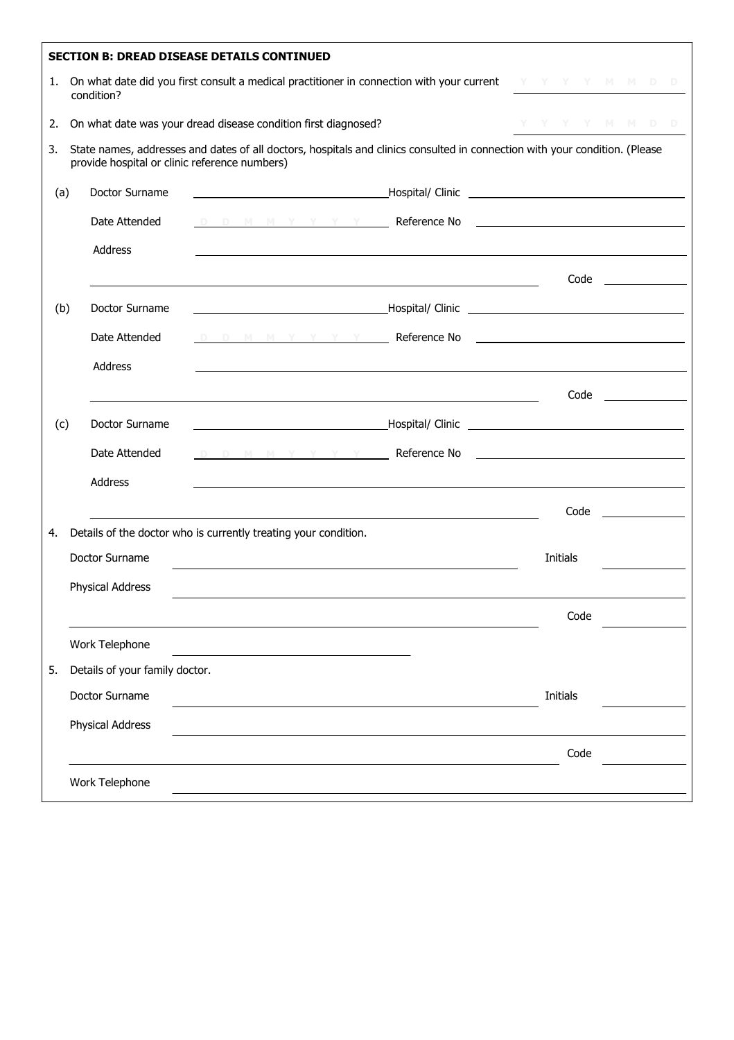**SECTION B: DREAD DISEASE DETAILS CONTINUED**

1. On what date did you first consult a medical practitioner in connection with your current condition? Y Y Y Y M M D D ____________

2. On what date was your dread disease condition first diagnosed? Y Y Y Y M M D D ____________

3. State names, addresses and dates of all doctors, hospitals and clinics consulted in connection with your condition. (Please provide hospital or clinic reference numbers)

(a) Doctor Surname ____________ Hospital/ Clinic ____________

Date Attended D D M M Y Y Y Y ____________ Reference No ____________

Address ____________

____________ Code ____________

(b) Doctor Surname ____________ Hospital/ Clinic ____________

Date Attended D D M M Y Y Y Y ____________ Reference No ____________

Address ____________

____________ Code ____________

(c) Doctor Surname ____________ Hospital/ Clinic ____________

Date Attended D D M M Y Y Y Y ____________ Reference No ____________

Address ____________

____________ Code ____________

4. Details of the doctor who is currently treating your condition.

Doctor Surname ____________ Initials ____________

Physical Address ____________

____________ Code ____________

Work Telephone ____________

5. Details of your family doctor.

Doctor Surname ____________ Initials ____________

Physical Address ____________

____________ Code ____________

Work Telephone ____________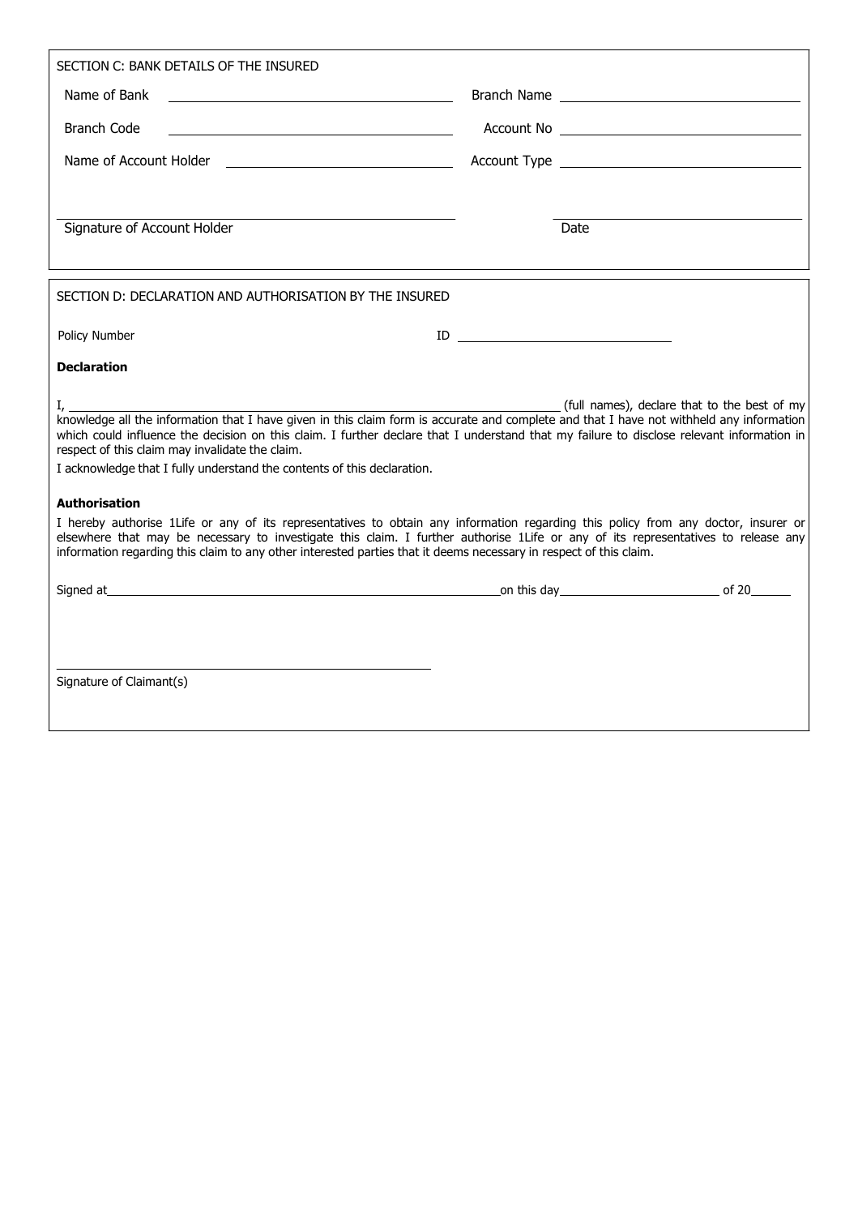## SECTION C: BANK DETAILS OF THE INSURED

Name of Bank ______________________ Branch Name ______________________

Branch Code ______________________ Account No ______________________

Name of Account Holder ______________________ Account Type ______________________

______________________ ______________________

Signature of Account Holder Date

## SECTION D: DECLARATION AND AUTHORISATION BY THE INSURED

Policy Number ID ______________________

**Declaration**

I, ______________________________________________ (full names), declare that to the best of my knowledge all the information that I have given in this claim form is accurate and complete and that I have not withheld any information which could influence the decision on this claim. I further declare that I understand that my failure to disclose relevant information in respect of this claim may invalidate the claim.

I acknowledge that I fully understand the contents of this declaration.

**Authorisation**

I hereby authorise 1Life or any of its representatives to obtain any information regarding this policy from any doctor, insurer or elsewhere that may be necessary to investigate this claim. I further authorise 1Life or any of its representatives to release any information regarding this claim to any other interested parties that it deems necessary in respect of this claim.

Signed at ______________________________ on this day ______________________ of 20______

______________________________

Signature of Claimant(s)